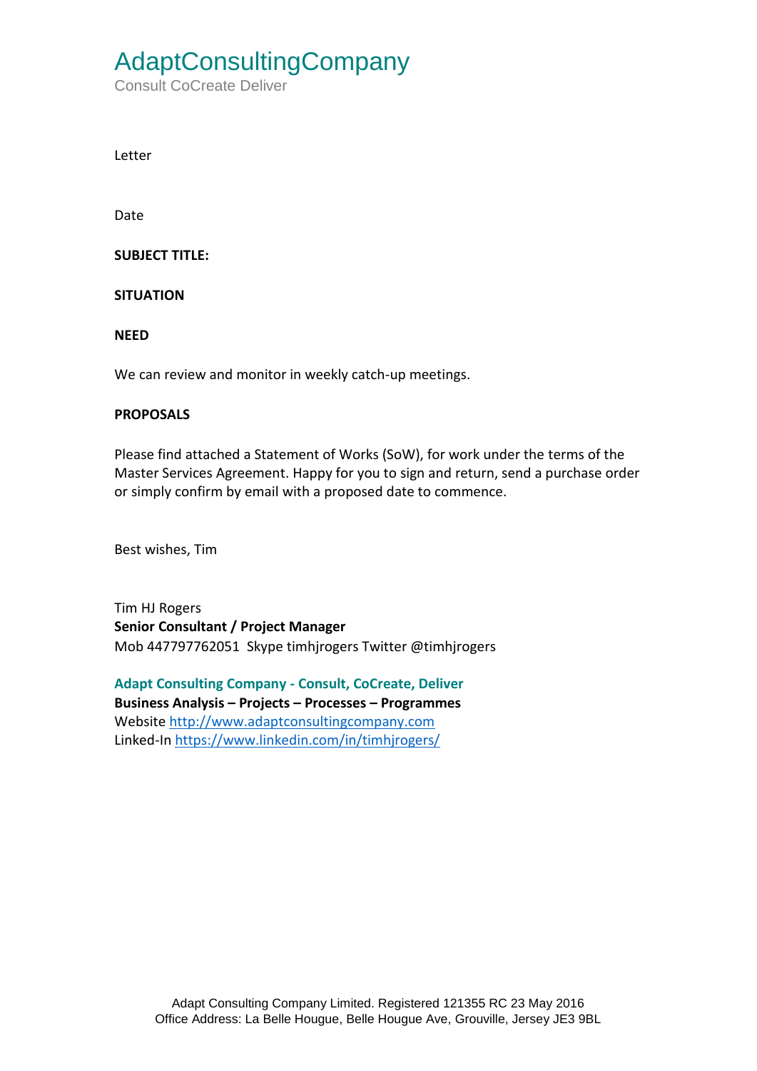# AdaptConsultingCompany

Consult CoCreate Deliver

Letter

Date

**SUBJECT TITLE:**

**SITUATION**

**NEED**

We can review and monitor in weekly catch-up meetings.

**PROPOSALS**

Please find attached a Statement of Works (SoW), for work under the terms of the Master Services Agreement. Happy for you to sign and return, send a purchase order or simply confirm by email with a proposed date to commence.

Best wishes, Tim

Tim HJ Rogers
**Senior Consultant / Project Manager**
Mob 447797762051 Skype timhjrogers Twitter @timhjrogers

**Adapt Consulting Company - Consult, CoCreate, Deliver**
**Business Analysis – Projects – Processes – Programmes**
Website http://www.adaptconsultingcompany.com
Linked-In https://www.linkedin.com/in/timhjrogers/

Adapt Consulting Company Limited. Registered 121355 RC 23 May 2016
Office Address: La Belle Hougue, Belle Hougue Ave, Grouville, Jersey JE3 9BL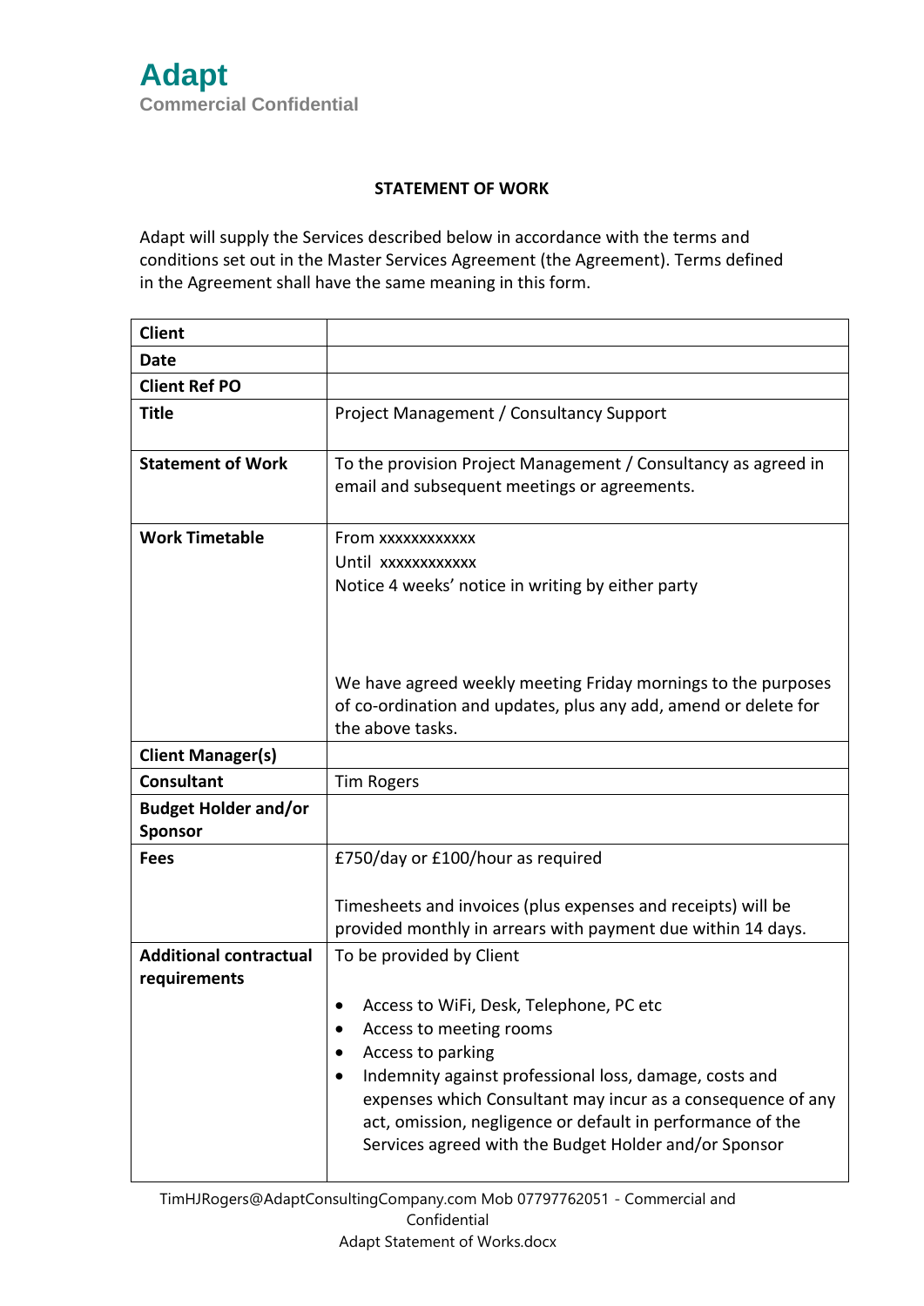**Adapt**
**Commercial Confidential**

**STATEMENT OF WORK**

Adapt will supply the Services described below in accordance with the terms and conditions set out in the Master Services Agreement (the Agreement). Terms defined in the Agreement shall have the same meaning in this form.

| | |
|---|---|
| **Client** | |
| **Date** | |
| **Client Ref PO** | |
| **Title** | Project Management / Consultancy Support |
| **Statement of Work** | To the provision Project Management / Consultancy as agreed in email and subsequent meetings or agreements. |
| **Work Timetable** | From xxxxxxxxxxxx<br>Until xxxxxxxxxxxx<br>Notice 4 weeks' notice in writing by either party<br><br>We have agreed weekly meeting Friday mornings to the purposes of co-ordination and updates, plus any add, amend or delete for the above tasks. |
| **Client Manager(s)** | |
| **Consultant** | Tim Rogers |
| **Budget Holder and/or Sponsor** | |
| **Fees** | £750/day or £100/hour as required<br><br>Timesheets and invoices (plus expenses and receipts) will be provided monthly in arrears with payment due within 14 days. |
| **Additional contractual requirements** | To be provided by Client<br><br>• Access to WiFi, Desk, Telephone, PC etc<br>• Access to meeting rooms<br>• Access to parking<br>• Indemnity against professional loss, damage, costs and expenses which Consultant may incur as a consequence of any act, omission, negligence or default in performance of the Services agreed with the Budget Holder and/or Sponsor |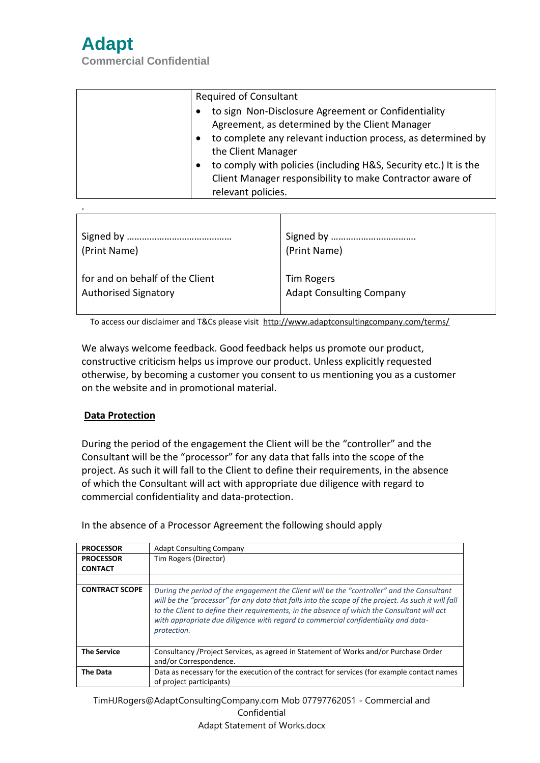| | Required of Consultant<br>• to sign Non-Disclosure Agreement or Confidentiality Agreement, as determined by the Client Manager<br>• to complete any relevant induction process, as determined by the Client Manager<br>• to comply with policies (including H&S, Security etc.) It is the Client Manager responsibility to make Contractor aware of relevant policies. |
|---|---|

.

| Signed by …………………………………<br>(Print Name)<br><br>for and on behalf of the Client<br>Authorised Signatory | Signed by …………………………….<br>(Print Name)<br><br>Tim Rogers<br>Adapt Consulting Company |
|---|---|

To access our disclaimer and T&Cs please visit http://www.adaptconsultingcompany.com/terms/

We always welcome feedback. Good feedback helps us promote our product, constructive criticism helps us improve our product. Unless explicitly requested otherwise, by becoming a customer you consent to us mentioning you as a customer on the website and in promotional material.

## Data Protection

During the period of the engagement the Client will be the "controller" and the Consultant will be the "processor" for any data that falls into the scope of the project. As such it will fall to the Client to define their requirements, in the absence of which the Consultant will act with appropriate due diligence with regard to commercial confidentiality and data-protection.

In the absence of a Processor Agreement the following should apply

| **PROCESSOR** | Adapt Consulting Company |
|---|---|
| **PROCESSOR CONTACT** | Tim Rogers (Director) |
| | |
| **CONTRACT SCOPE** | *During the period of the engagement the Client will be the "controller" and the Consultant will be the "processor" for any data that falls into the scope of the project. As such it will fall to the Client to define their requirements, in the absence of which the Consultant will act with appropriate due diligence with regard to commercial confidentiality and data-protection.* |
| **The Service** | Consultancy /Project Services, as agreed in Statement of Works and/or Purchase Order and/or Correspondence. |
| **The Data** | Data as necessary for the execution of the contract for services (for example contact names of project participants) |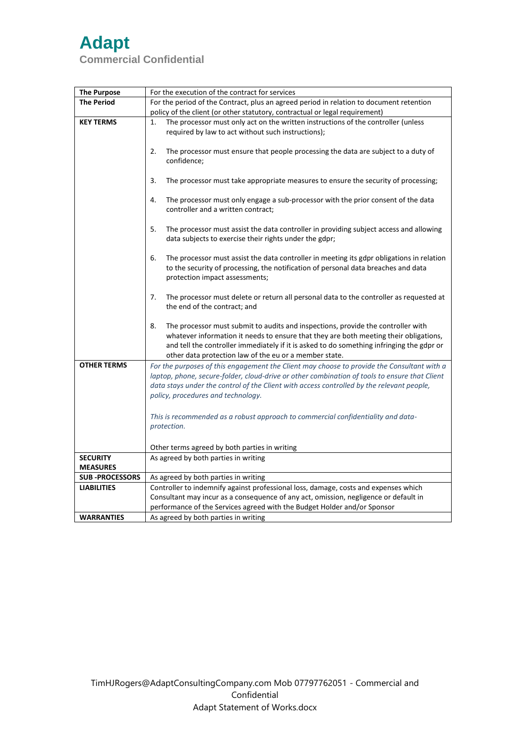# Adapt

**Commercial Confidential**

| | |
|---|---|
| **The Purpose** | For the execution of the contract for services |
| **The Period** | For the period of the Contract, plus an agreed period in relation to document retention policy of the client (or other statutory, contractual or legal requirement) |
| **KEY TERMS** | 1. The processor must only act on the written instructions of the controller (unless required by law to act without such instructions);<br><br>2. The processor must ensure that people processing the data are subject to a duty of confidence;<br><br>3. The processor must take appropriate measures to ensure the security of processing;<br><br>4. The processor must only engage a sub-processor with the prior consent of the data controller and a written contract;<br><br>5. The processor must assist the data controller in providing subject access and allowing data subjects to exercise their rights under the gdpr;<br><br>6. The processor must assist the data controller in meeting its gdpr obligations in relation to the security of processing, the notification of personal data breaches and data protection impact assessments;<br><br>7. The processor must delete or return all personal data to the controller as requested at the end of the contract; and<br><br>8. The processor must submit to audits and inspections, provide the controller with whatever information it needs to ensure that they are both meeting their obligations, and tell the controller immediately if it is asked to do something infringing the gdpr or other data protection law of the eu or a member state. |
| **OTHER TERMS** | *For the purposes of this engagement the Client may choose to provide the Consultant with a laptop, phone, secure-folder, cloud-drive or other combination of tools to ensure that Client data stays under the control of the Client with access controlled by the relevant people, policy, procedures and technology.*<br><br>*This is recommended as a robust approach to commercial confidentiality and data-protection.*<br><br>Other terms agreed by both parties in writing |
| **SECURITY MEASURES** | As agreed by both parties in writing |
| **SUB -PROCESSORS** | As agreed by both parties in writing |
| **LIABILITIES** | Controller to indemnify against professional loss, damage, costs and expenses which Consultant may incur as a consequence of any act, omission, negligence or default in performance of the Services agreed with the Budget Holder and/or Sponsor |
| **WARRANTIES** | As agreed by both parties in writing |